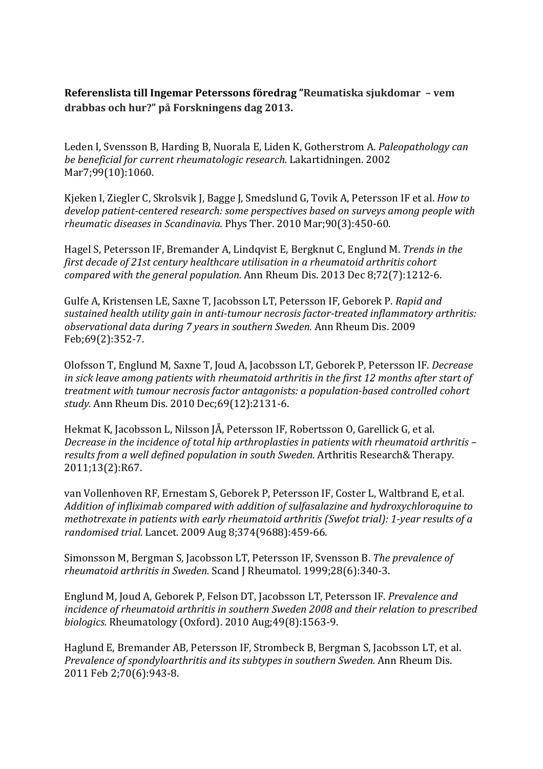**Referenslista till Ingemar Peterssons föredrag ”Reumatiska sjukdomar – vem drabbas och hur?” på Forskningens dag 2013.**

Leden I, Svensson B, Harding B, Nuorala E, Liden K, Gotherstrom A. *Paleopathology can be beneficial for current rheumatologic research.* Lakartidningen. 2002 Mar7;99(10):1060.

Kjeken I, Ziegler C, Skrolsvik J, Bagge J, Smedslund G, Tovik A, Petersson IF et al. *How to develop patient-centered research: some perspectives based on surveys among people with rheumatic diseases in Scandinavia.* Phys Ther. 2010 Mar;90(3):450-60.

Hagel S, Petersson IF, Bremander A, Lindqvist E, Bergknut C, Englund M. *Trends in the first decade of 21st century healthcare utilisation in a rheumatoid arthritis cohort compared with the general population.* Ann Rheum Dis. 2013 Dec 8;72(7):1212-6.

Gulfe A, Kristensen LE, Saxne T, Jacobsson LT, Petersson IF, Geborek P. *Rapid and sustained health utility gain in anti-tumour necrosis factor-treated inflammatory arthritis: observational data during 7 years in southern Sweden.* Ann Rheum Dis. 2009 Feb;69(2):352-7.

Olofsson T, Englund M, Saxne T, Joud A, Jacobsson LT, Geborek P, Petersson IF. *Decrease in sick leave among patients with rheumatoid arthritis in the first 12 months after start of treatment with tumour necrosis factor antagonists: a population-based controlled cohort study.* Ann Rheum Dis. 2010 Dec;69(12):2131-6.

Hekmat K, Jacobsson L, Nilsson JÅ, Petersson IF, Robertsson O, Garellick G, et al. *Decrease in the incidence of total hip arthroplasties in patients with rheumatoid arthritis – results from a well defined population in south Sweden.* Arthritis Research& Therapy. 2011;13(2):R67.

van Vollenhoven RF, Ernestam S, Geborek P, Petersson IF, Coster L, Waltbrand E, et al. *Addition of infliximab compared with addition of sulfasalazine and hydroxychloroquine to methotrexate in patients with early rheumatoid arthritis (Swefot trial): 1-year results of a randomised trial.* Lancet. 2009 Aug 8;374(9688):459-66.

Simonsson M, Bergman S, Jacobsson LT, Petersson IF, Svensson B. *The prevalence of rheumatoid arthritis in Sweden.* Scand J Rheumatol. 1999;28(6):340-3.

Englund M, Joud A, Geborek P, Felson DT, Jacobsson LT, Petersson IF. *Prevalence and incidence of rheumatoid arthritis in southern Sweden 2008 and their relation to prescribed biologics.* Rheumatology (Oxford). 2010 Aug;49(8):1563-9.

Haglund E, Bremander AB, Petersson IF, Strombeck B, Bergman S, Jacobsson LT, et al. *Prevalence of spondyloarthritis and its subtypes in southern Sweden.* Ann Rheum Dis. 2011 Feb 2;70(6):943-8.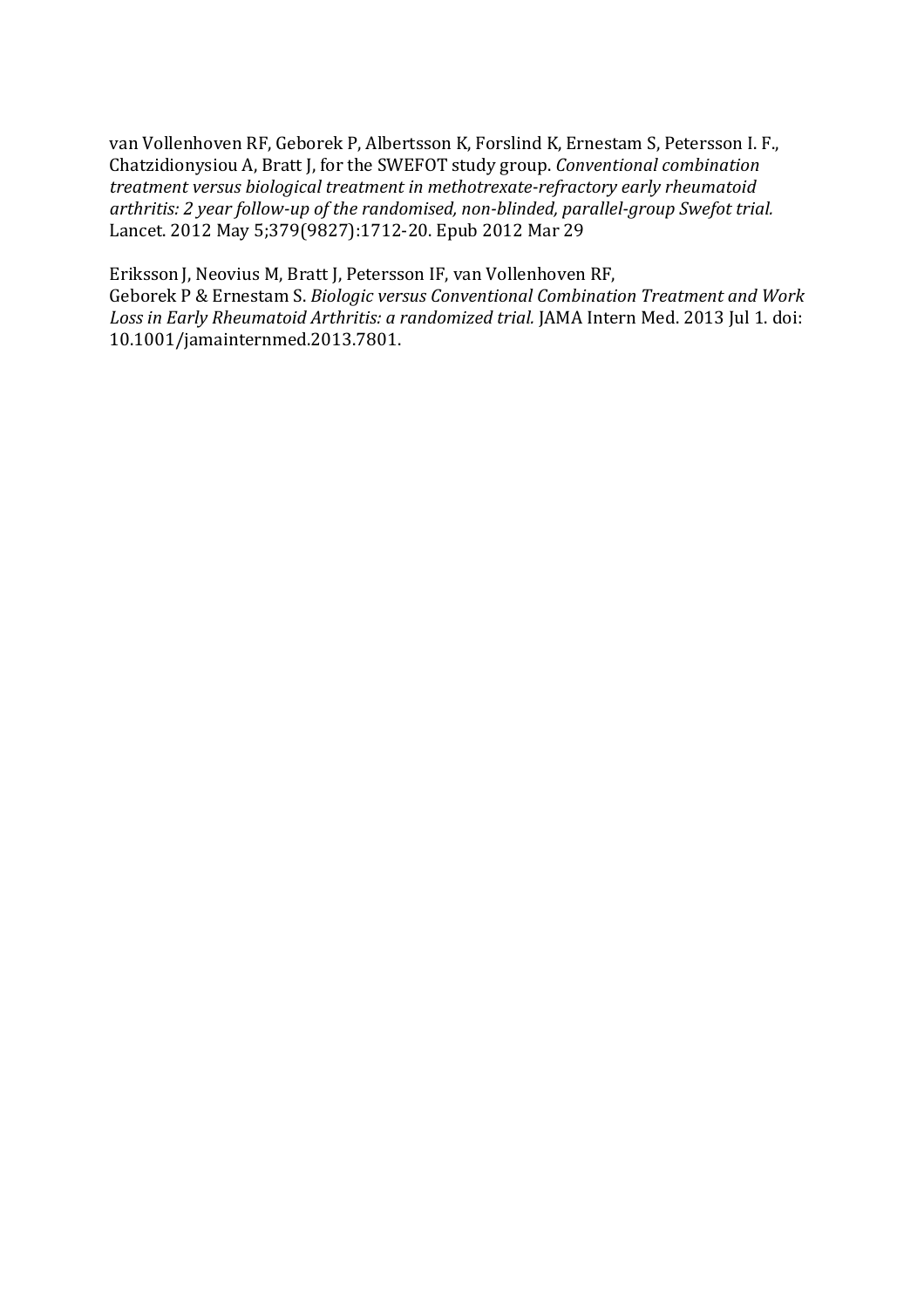van Vollenhoven RF, Geborek P, Albertsson K, Forslind K, Ernestam S, Petersson I. F., Chatzidionysiou A, Bratt J, for the SWEFOT study group. *Conventional combination treatment versus biological treatment in methotrexate-refractory early rheumatoid arthritis: 2 year follow-up of the randomised, non-blinded, parallel-group Swefot trial.* Lancet. 2012 May 5;379(9827):1712-20. Epub 2012 Mar 29

Eriksson J, Neovius M, Bratt J, Petersson IF, van Vollenhoven RF, Geborek P & Ernestam S. *Biologic versus Conventional Combination Treatment and Work Loss in Early Rheumatoid Arthritis: a randomized trial.* JAMA Intern Med. 2013 Jul 1. doi: 10.1001/jamainternmed.2013.7801.